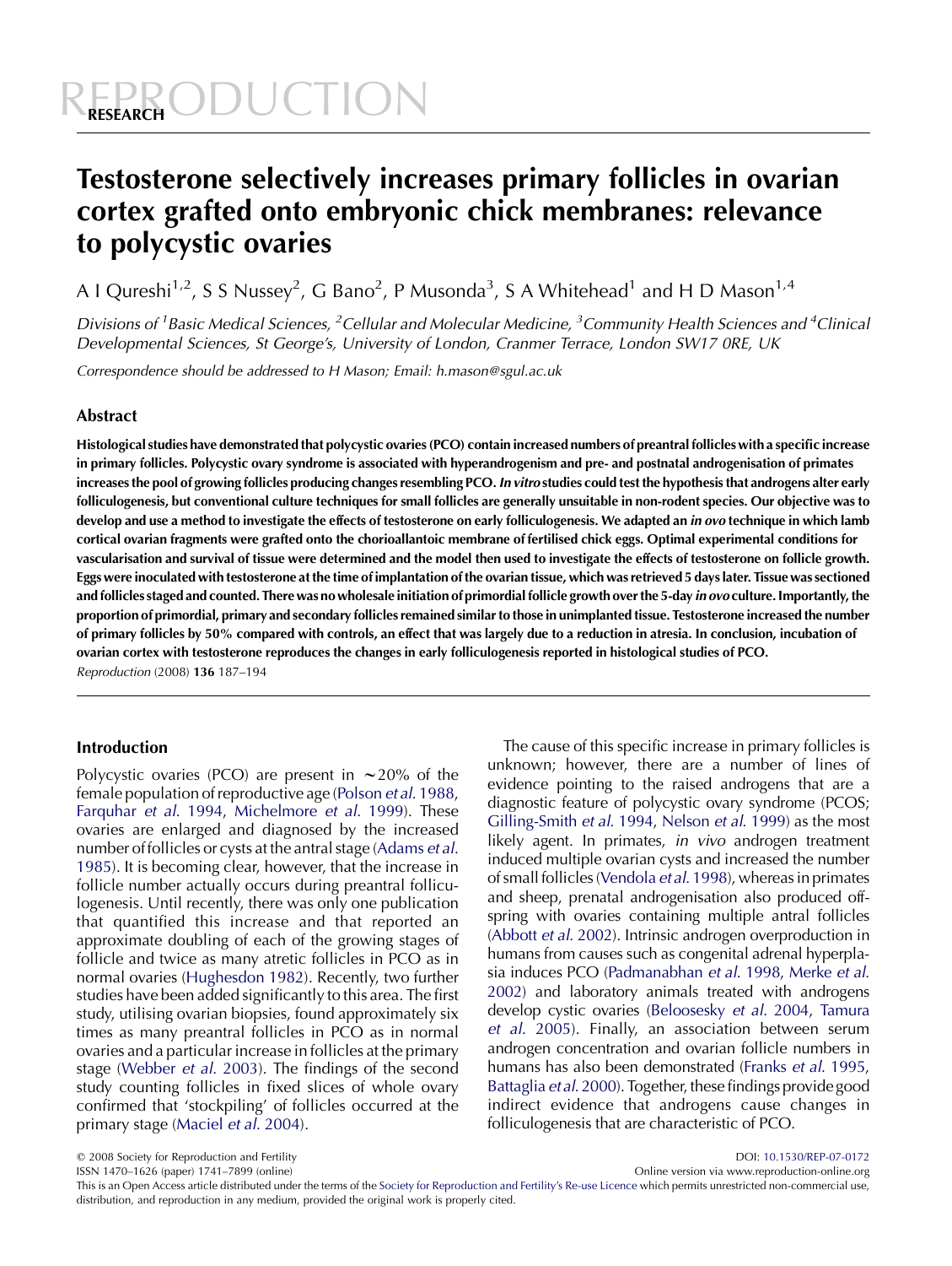REPRODUCTION RESEARCH

# Testosterone selectively increases primary follicles in ovarian cortex grafted onto embryonic chick membranes: relevance to polycystic ovaries

A I Qureshi[1,2], S S Nussey[2], G Bano[2], P Musonda[3], S A Whitehead[1] and H D Mason[1,4]

*Divisions of [1]Basic Medical Sciences, [2]Cellular and Molecular Medicine, [3]Community Health Sciences and [4]Clinical Developmental Sciences, St George's, University of London, Cranmer Terrace, London SW17 0RE, UK*

*Correspondence should be addressed to H Mason; Email: h.mason@sgul.ac.uk*

## Abstract

**Histological studies have demonstrated that polycystic ovaries (PCO) contain increased numbers of preantral follicles with a specific increase in primary follicles. Polycystic ovary syndrome is associated with hyperandrogenism and pre- and postnatal androgenisation of primates increases the pool of growing follicles producing changes resembling PCO. *In vitro* studies could test the hypothesis that androgens alter early folliculogenesis, but conventional culture techniques for small follicles are generally unsuitable in non-rodent species. Our objective was to develop and use a method to investigate the effects of testosterone on early folliculogenesis. We adapted an *in ovo* technique in which lamb cortical ovarian fragments were grafted onto the chorioallantoic membrane of fertilised chick eggs. Optimal experimental conditions for vascularisation and survival of tissue were determined and the model then used to investigate the effects of testosterone on follicle growth. Eggs were inoculated with testosterone at the time of implantation of the ovarian tissue, which was retrieved 5 days later. Tissue was sectioned and follicles staged and counted. There was no wholesale initiation of primordial follicle growth over the 5-day *in ovo* culture. Importantly, the proportion of primordial, primary and secondary follicles remained similar to those in unimplanted tissue. Testosterone increased the number of primary follicles by 50% compared with controls, an effect that was largely due to a reduction in atresia. In conclusion, incubation of ovarian cortex with testosterone reproduces the changes in early folliculogenesis reported in histological studies of PCO.**

*Reproduction* (2008) **136** 187–194

## Introduction

Polycystic ovaries (PCO) are present in ~20% of the female population of reproductive age (Polson *et al.* 1988, Farquhar *et al.* 1994, Michelmore *et al.* 1999). These ovaries are enlarged and diagnosed by the increased number of follicles or cysts at the antral stage (Adams *et al.* 1985). It is becoming clear, however, that the increase in follicle number actually occurs during preantral folliculogenesis. Until recently, there was only one publication that quantified this increase and that reported an approximate doubling of each of the growing stages of follicle and twice as many atretic follicles in PCO as in normal ovaries (Hughesdon 1982). Recently, two further studies have been added significantly to this area. The first study, utilising ovarian biopsies, found approximately six times as many preantral follicles in PCO as in normal ovaries and a particular increase in follicles at the primary stage (Webber *et al.* 2003). The findings of the second study counting follicles in fixed slices of whole ovary confirmed that 'stockpiling' of follicles occurred at the primary stage (Maciel *et al.* 2004).

The cause of this specific increase in primary follicles is unknown; however, there are a number of lines of evidence pointing to the raised androgens that are a diagnostic feature of polycystic ovary syndrome (PCOS; Gilling-Smith *et al.* 1994, Nelson *et al.* 1999) as the most likely agent. In primates, *in vivo* androgen treatment induced multiple ovarian cysts and increased the number of small follicles (Vendola *et al.* 1998), whereas in primates and sheep, prenatal androgenisation also produced offspring with ovaries containing multiple antral follicles (Abbott *et al.* 2002). Intrinsic androgen overproduction in humans from causes such as congenital adrenal hyperplasia induces PCO (Padmanabhan *et al.* 1998, Merke *et al.* 2002) and laboratory animals treated with androgens develop cystic ovaries (Beloosesky *et al.* 2004, Tamura *et al.* 2005). Finally, an association between serum androgen concentration and ovarian follicle numbers in humans has also been demonstrated (Franks *et al.* 1995, Battaglia *et al.* 2000). Together, these findings provide good indirect evidence that androgens cause changes in folliculogenesis that are characteristic of PCO.

© 2008 Society for Reproduction and Fertility
ISSN 1470–1626 (paper) 1741–7899 (online)
DOI: 10.1530/REP-07-0172
Online version via www.reproduction-online.org

This is an Open Access article distributed under the terms of the Society for Reproduction and Fertility's Re-use Licence which permits unrestricted non-commercial use, distribution, and reproduction in any medium, provided the original work is properly cited.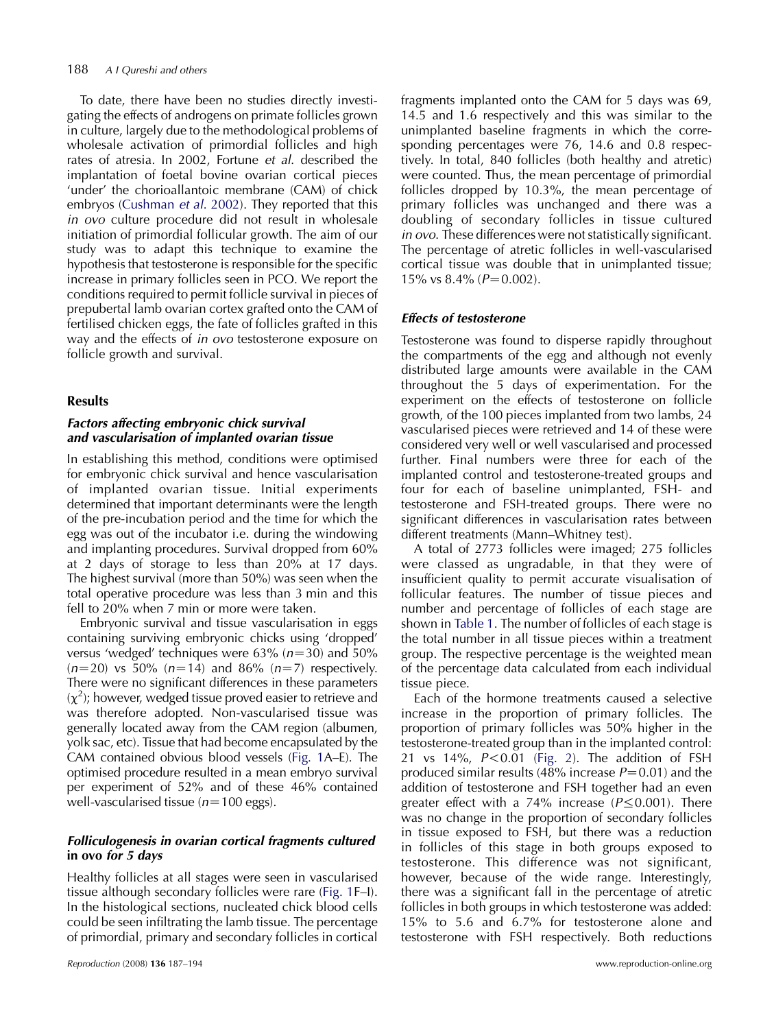To date, there have been no studies directly investigating the effects of androgens on primate follicles grown in culture, largely due to the methodological problems of wholesale activation of primordial follicles and high rates of atresia. In 2002, Fortune *et al.* described the implantation of foetal bovine ovarian cortical pieces 'under' the chorioallantoic membrane (CAM) of chick embryos (Cushman *et al.* 2002). They reported that this *in ovo* culture procedure did not result in wholesale initiation of primordial follicular growth. The aim of our study was to adapt this technique to examine the hypothesis that testosterone is responsible for the specific increase in primary follicles seen in PCO. We report the conditions required to permit follicle survival in pieces of prepubertal lamb ovarian cortex grafted onto the CAM of fertilised chicken eggs, the fate of follicles grafted in this way and the effects of *in ovo* testosterone exposure on follicle growth and survival.

## Results

### *Factors affecting embryonic chick survival and vascularisation of implanted ovarian tissue*

In establishing this method, conditions were optimised for embryonic chick survival and hence vascularisation of implanted ovarian tissue. Initial experiments determined that important determinants were the length of the pre-incubation period and the time for which the egg was out of the incubator i.e. during the windowing and implanting procedures. Survival dropped from 60% at 2 days of storage to less than 20% at 17 days. The highest survival (more than 50%) was seen when the total operative procedure was less than 3 min and this fell to 20% when 7 min or more were taken.

Embryonic survival and tissue vascularisation in eggs containing surviving embryonic chicks using 'dropped' versus 'wedged' techniques were 63% ($n=30$) and 50% ($n=20$) vs 50% ($n=14$) and 86% ($n=7$) respectively. There were no significant differences in these parameters ($\chi^2$); however, wedged tissue proved easier to retrieve and was therefore adopted. Non-vascularised tissue was generally located away from the CAM region (albumen, yolk sac, etc). Tissue that had become encapsulated by the CAM contained obvious blood vessels (Fig. 1A–E). The optimised procedure resulted in a mean embryo survival per experiment of 52% and of these 46% contained well-vascularised tissue ($n=100$ eggs).

### *Folliculogenesis in ovarian cortical fragments cultured* in ovo *for 5 days*

Healthy follicles at all stages were seen in vascularised tissue although secondary follicles were rare (Fig. 1F–I). In the histological sections, nucleated chick blood cells could be seen infiltrating the lamb tissue. The percentage of primordial, primary and secondary follicles in cortical fragments implanted onto the CAM for 5 days was 69, 14.5 and 1.6 respectively and this was similar to the unimplanted baseline fragments in which the corresponding percentages were 76, 14.6 and 0.8 respectively. In total, 840 follicles (both healthy and atretic) were counted. Thus, the mean percentage of primordial follicles dropped by 10.3%, the mean percentage of primary follicles was unchanged and there was a doubling of secondary follicles in tissue cultured *in ovo*. These differences were not statistically significant. The percentage of atretic follicles in well-vascularised cortical tissue was double that in unimplanted tissue; 15% vs 8.4% ($P=0.002$).

### *Effects of testosterone*

Testosterone was found to disperse rapidly throughout the compartments of the egg and although not evenly distributed large amounts were available in the CAM throughout the 5 days of experimentation. For the experiment on the effects of testosterone on follicle growth, of the 100 pieces implanted from two lambs, 24 vascularised pieces were retrieved and 14 of these were considered very well or well vascularised and processed further. Final numbers were three for each of the implanted control and testosterone-treated groups and four for each of baseline unimplanted, FSH- and testosterone and FSH-treated groups. There were no significant differences in vascularisation rates between different treatments (Mann–Whitney test).

A total of 2773 follicles were imaged; 275 follicles were classed as ungradable, in that they were of insufficient quality to permit accurate visualisation of follicular features. The number of tissue pieces and number and percentage of follicles of each stage are shown in Table 1. The number of follicles of each stage is the total number in all tissue pieces within a treatment group. The respective percentage is the weighted mean of the percentage data calculated from each individual tissue piece.

Each of the hormone treatments caused a selective increase in the proportion of primary follicles. The proportion of primary follicles was 50% higher in the testosterone-treated group than in the implanted control: 21 vs 14%, $P<0.01$ (Fig. 2). The addition of FSH produced similar results (48% increase $P=0.01$) and the addition of testosterone and FSH together had an even greater effect with a 74% increase ($P\leq0.001$). There was no change in the proportion of secondary follicles in tissue exposed to FSH, but there was a reduction in follicles of this stage in both groups exposed to testosterone. This difference was not significant, however, because of the wide range. Interestingly, there was a significant fall in the percentage of atretic follicles in both groups in which testosterone was added: 15% to 5.6 and 6.7% for testosterone alone and testosterone with FSH respectively. Both reductions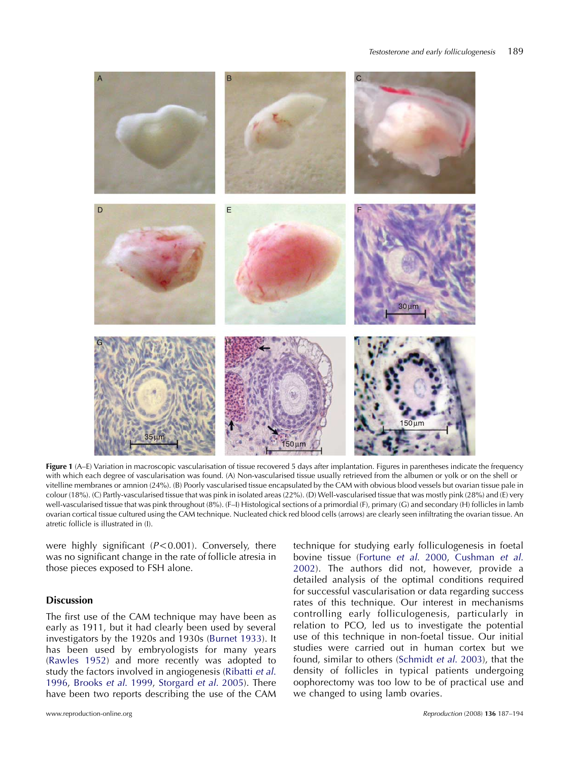**Figure 1** (A–E) Variation in macroscopic vascularisation of tissue recovered 5 days after implantation. Figures in parentheses indicate the frequency with which each degree of vascularisation was found. (A) Non-vascularised tissue usually retrieved from the albumen or yolk or on the shell or vitelline membranes or amnion (24%). (B) Poorly vascularised tissue encapsulated by the CAM with obvious blood vessels but ovarian tissue pale in colour (18%). (C) Partly-vascularised tissue that was pink in isolated areas (22%). (D) Well-vascularised tissue that was mostly pink (28%) and (E) very well-vascularised tissue that was pink throughout (8%). (F–I) Histological sections of a primordial (F), primary (G) and secondary (H) follicles in lamb ovarian cortical tissue cultured using the CAM technique. Nucleated chick red blood cells (arrows) are clearly seen infiltrating the ovarian tissue. An atretic follicle is illustrated in (I).

were highly significant ($P<0.001$). Conversely, there was no significant change in the rate of follicle atresia in those pieces exposed to FSH alone.

## Discussion

The first use of the CAM technique may have been as early as 1911, but it had clearly been used by several investigators by the 1920s and 1930s (Burnet 1933). It has been used by embryologists for many years (Rawles 1952) and more recently was adopted to study the factors involved in angiogenesis (Ribatti *et al.* 1996, Brooks *et al.* 1999, Storgard *et al.* 2005). There have been two reports describing the use of the CAM technique for studying early folliculogenesis in foetal bovine tissue (Fortune *et al.* 2000, Cushman *et al.* 2002). The authors did not, however, provide a detailed analysis of the optimal conditions required for successful vascularisation or data regarding success rates of this technique. Our interest in mechanisms controlling early folliculogenesis, particularly in relation to PCO, led us to investigate the potential use of this technique in non-foetal tissue. Our initial studies were carried out in human cortex but we found, similar to others (Schmidt *et al.* 2003), that the density of follicles in typical patients undergoing oophorectomy was too low to be of practical use and we changed to using lamb ovaries.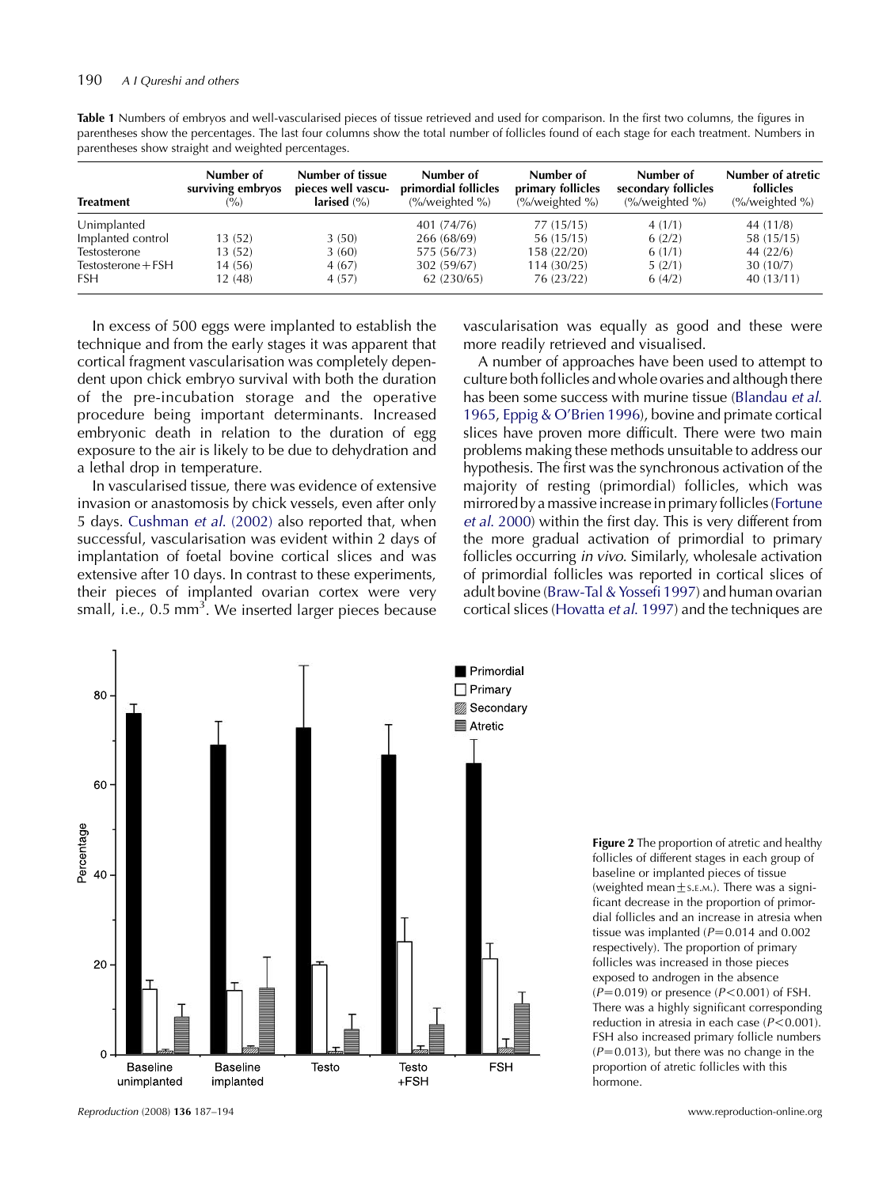**Table 1** Numbers of embryos and well-vascularised pieces of tissue retrieved and used for comparison. In the first two columns, the figures in parentheses show the percentages. The last four columns show the total number of follicles found of each stage for each treatment. Numbers in parentheses show straight and weighted percentages.

| Treatment | Number of surviving embryos (%) | Number of tissue pieces well vascularised (%) | Number of primordial follicles (%/weighted %) | Number of primary follicles (%/weighted %) | Number of secondary follicles (%/weighted %) | Number of atretic follicles (%/weighted %) |
|---|---|---|---|---|---|---|
| Unimplanted | | | 401 (74/76) | 77 (15/15) | 4 (1/1) | 44 (11/8) |
| Implanted control | 13 (52) | 3 (50) | 266 (68/69) | 56 (15/15) | 6 (2/2) | 58 (15/15) |
| Testosterone | 13 (52) | 3 (60) | 575 (56/73) | 158 (22/20) | 6 (1/1) | 44 (22/6) |
| Testosterone + FSH | 14 (56) | 4 (67) | 302 (59/67) | 114 (30/25) | 5 (2/1) | 30 (10/7) |
| FSH | 12 (48) | 4 (57) | 62 (230/65) | 76 (23/22) | 6 (4/2) | 40 (13/11) |

In excess of 500 eggs were implanted to establish the technique and from the early stages it was apparent that cortical fragment vascularisation was completely dependent upon chick embryo survival with both the duration of the pre-incubation storage and the operative procedure being important determinants. Increased embryonic death in relation to the duration of egg exposure to the air is likely to be due to dehydration and a lethal drop in temperature.

In vascularised tissue, there was evidence of extensive invasion or anastomosis by chick vessels, even after only 5 days. Cushman *et al.* (2002) also reported that, when successful, vascularisation was evident within 2 days of implantation of foetal bovine cortical slices and was extensive after 10 days. In contrast to these experiments, their pieces of implanted ovarian cortex were very small, i.e., 0.5 $mm^3$. We inserted larger pieces because vascularisation was equally as good and these were more readily retrieved and visualised.

A number of approaches have been used to attempt to culture both follicles and whole ovaries and although there has been some success with murine tissue (Blandau *et al.* 1965, Eppig & O'Brien 1996), bovine and primate cortical slices have proven more difficult. There were two main problems making these methods unsuitable to address our hypothesis. The first was the synchronous activation of the majority of resting (primordial) follicles, which was mirrored by a massive increase in primary follicles (Fortune *et al.* 2000) within the first day. This is very different from the more gradual activation of primordial to primary follicles occurring *in vivo*. Similarly, wholesale activation of primordial follicles was reported in cortical slices of adult bovine (Braw-Tal & Yossefi 1997) and human ovarian cortical slices (Hovatta *et al.* 1997) and the techniques are

**Figure 2** The proportion of atretic and healthy follicles of different stages in each group of baseline or implanted pieces of tissue (weighted mean ± S.E.M.). There was a significant decrease in the proportion of primordial follicles and an increase in atresia when tissue was implanted ($P$=0.014 and 0.002 respectively). The proportion of primary follicles was increased in those pieces exposed to androgen in the absence ($P$=0.019) or presence ($P$<0.001) of FSH. There was a highly significant corresponding reduction in atresia in each case ($P$<0.001). FSH also increased primary follicle numbers ($P$=0.013), but there was no change in the proportion of atretic follicles with this hormone.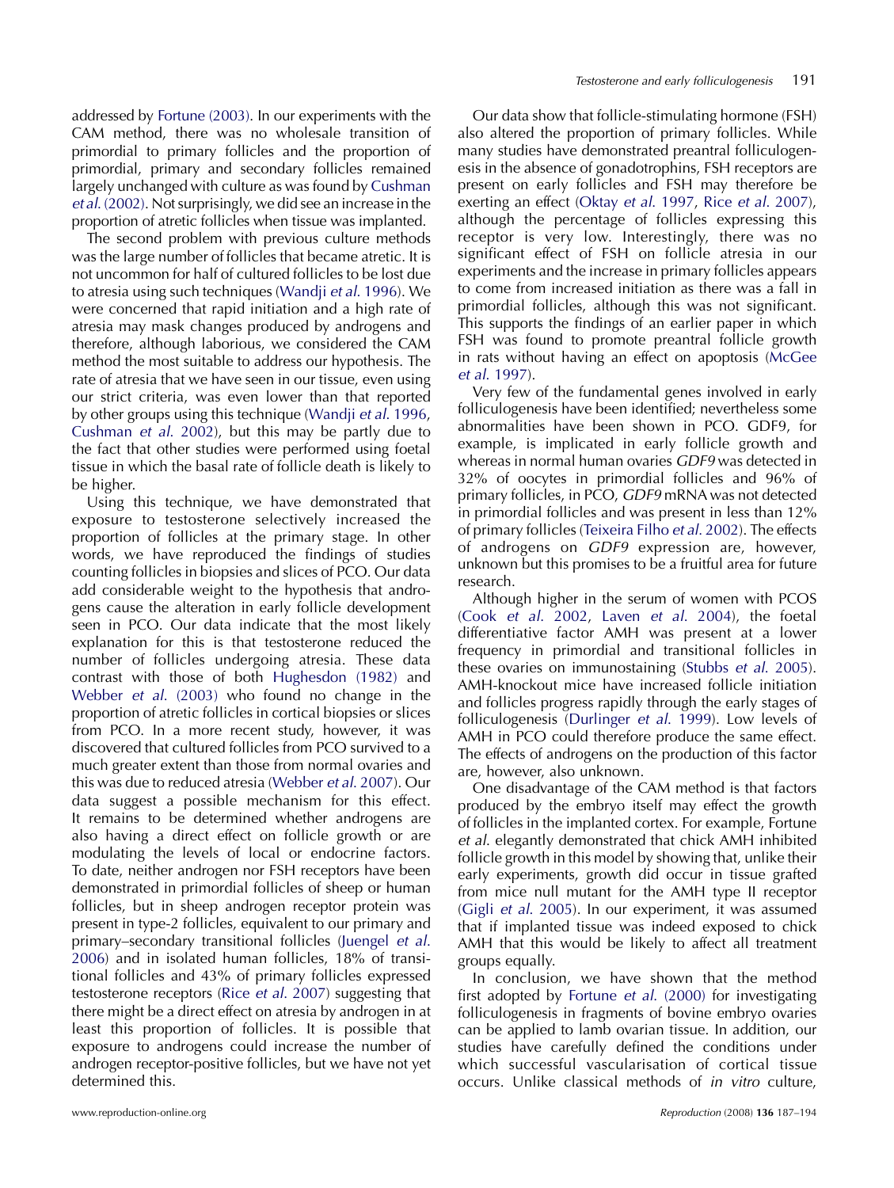addressed by Fortune (2003). In our experiments with the CAM method, there was no wholesale transition of primordial to primary follicles and the proportion of primordial, primary and secondary follicles remained largely unchanged with culture as was found by Cushman *et al.* (2002). Not surprisingly, we did see an increase in the proportion of atretic follicles when tissue was implanted.

The second problem with previous culture methods was the large number of follicles that became atretic. It is not uncommon for half of cultured follicles to be lost due to atresia using such techniques (Wandji *et al.* 1996). We were concerned that rapid initiation and a high rate of atresia may mask changes produced by androgens and therefore, although laborious, we considered the CAM method the most suitable to address our hypothesis. The rate of atresia that we have seen in our tissue, even using our strict criteria, was even lower than that reported by other groups using this technique (Wandji *et al.* 1996, Cushman *et al.* 2002), but this may be partly due to the fact that other studies were performed using foetal tissue in which the basal rate of follicle death is likely to be higher.

Using this technique, we have demonstrated that exposure to testosterone selectively increased the proportion of follicles at the primary stage. In other words, we have reproduced the findings of studies counting follicles in biopsies and slices of PCO. Our data add considerable weight to the hypothesis that androgens cause the alteration in early follicle development seen in PCO. Our data indicate that the most likely explanation for this is that testosterone reduced the number of follicles undergoing atresia. These data contrast with those of both Hughesdon (1982) and Webber *et al.* (2003) who found no change in the proportion of atretic follicles in cortical biopsies or slices from PCO. In a more recent study, however, it was discovered that cultured follicles from PCO survived to a much greater extent than those from normal ovaries and this was due to reduced atresia (Webber *et al.* 2007). Our data suggest a possible mechanism for this effect. It remains to be determined whether androgens are also having a direct effect on follicle growth or are modulating the levels of local or endocrine factors. To date, neither androgen nor FSH receptors have been demonstrated in primordial follicles of sheep or human follicles, but in sheep androgen receptor protein was present in type-2 follicles, equivalent to our primary and primary–secondary transitional follicles (Juengel *et al.* 2006) and in isolated human follicles, 18% of transitional follicles and 43% of primary follicles expressed testosterone receptors (Rice *et al.* 2007) suggesting that there might be a direct effect on atresia by androgen in at least this proportion of follicles. It is possible that exposure to androgens could increase the number of androgen receptor-positive follicles, but we have not yet determined this.

Our data show that follicle-stimulating hormone (FSH) also altered the proportion of primary follicles. While many studies have demonstrated preantral folliculogenesis in the absence of gonadotrophins, FSH receptors are present on early follicles and FSH may therefore be exerting an effect (Oktay *et al.* 1997, Rice *et al.* 2007), although the percentage of follicles expressing this receptor is very low. Interestingly, there was no significant effect of FSH on follicle atresia in our experiments and the increase in primary follicles appears to come from increased initiation as there was a fall in primordial follicles, although this was not significant. This supports the findings of an earlier paper in which FSH was found to promote preantral follicle growth in rats without having an effect on apoptosis (McGee *et al.* 1997).

Very few of the fundamental genes involved in early folliculogenesis have been identified; nevertheless some abnormalities have been shown in PCO. GDF9, for example, is implicated in early follicle growth and whereas in normal human ovaries *GDF9* was detected in 32% of oocytes in primordial follicles and 96% of primary follicles, in PCO, *GDF9* mRNA was not detected in primordial follicles and was present in less than 12% of primary follicles (Teixeira Filho *et al.* 2002). The effects of androgens on *GDF9* expression are, however, unknown but this promises to be a fruitful area for future research.

Although higher in the serum of women with PCOS (Cook *et al.* 2002, Laven *et al.* 2004), the foetal differentiative factor AMH was present at a lower frequency in primordial and transitional follicles in these ovaries on immunostaining (Stubbs *et al.* 2005). AMH-knockout mice have increased follicle initiation and follicles progress rapidly through the early stages of folliculogenesis (Durlinger *et al.* 1999). Low levels of AMH in PCO could therefore produce the same effect. The effects of androgens on the production of this factor are, however, also unknown.

One disadvantage of the CAM method is that factors produced by the embryo itself may effect the growth of follicles in the implanted cortex. For example, Fortune *et al.* elegantly demonstrated that chick AMH inhibited follicle growth in this model by showing that, unlike their early experiments, growth did occur in tissue grafted from mice null mutant for the AMH type II receptor (Gigli *et al.* 2005). In our experiment, it was assumed that if implanted tissue was indeed exposed to chick AMH that this would be likely to affect all treatment groups equally.

In conclusion, we have shown that the method first adopted by Fortune *et al.* (2000) for investigating folliculogenesis in fragments of bovine embryo ovaries can be applied to lamb ovarian tissue. In addition, our studies have carefully defined the conditions under which successful vascularisation of cortical tissue occurs. Unlike classical methods of *in vitro* culture,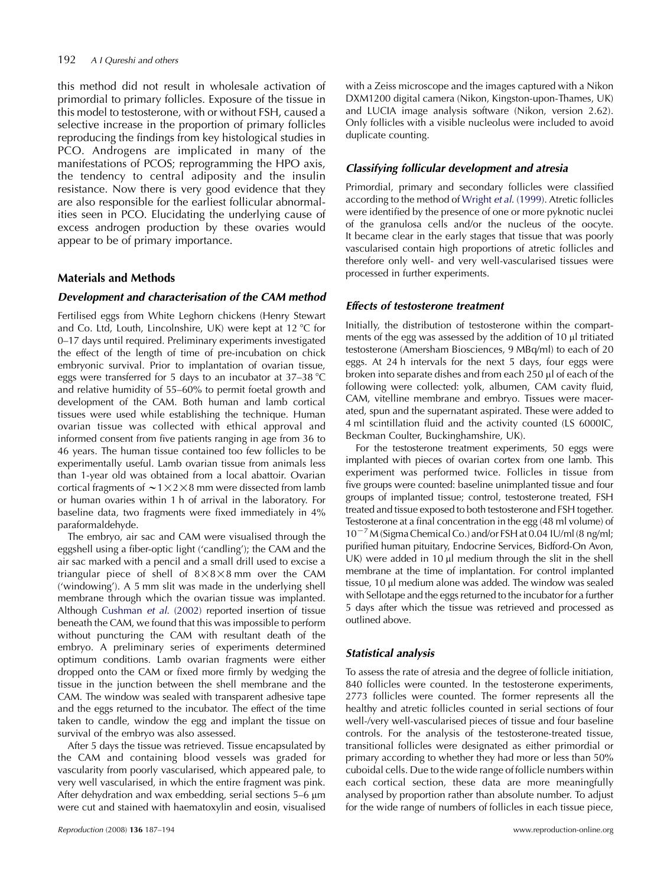this method did not result in wholesale activation of primordial to primary follicles. Exposure of the tissue in this model to testosterone, with or without FSH, caused a selective increase in the proportion of primary follicles reproducing the findings from key histological studies in PCO. Androgens are implicated in many of the manifestations of PCOS; reprogramming the HPO axis, the tendency to central adiposity and the insulin resistance. Now there is very good evidence that they are also responsible for the earliest follicular abnormalities seen in PCO. Elucidating the underlying cause of excess androgen production by these ovaries would appear to be of primary importance.

## Materials and Methods

### *Development and characterisation of the CAM method*

Fertilised eggs from White Leghorn chickens (Henry Stewart and Co. Ltd, Louth, Lincolnshire, UK) were kept at 12 °C for 0–17 days until required. Preliminary experiments investigated the effect of the length of time of pre-incubation on chick embryonic survival. Prior to implantation of ovarian tissue, eggs were transferred for 5 days to an incubator at 37–38 °C and relative humidity of 55–60% to permit foetal growth and development of the CAM. Both human and lamb cortical tissues were used while establishing the technique. Human ovarian tissue was collected with ethical approval and informed consent from five patients ranging in age from 36 to 46 years. The human tissue contained too few follicles to be experimentally useful. Lamb ovarian tissue from animals less than 1-year old was obtained from a local abattoir. Ovarian cortical fragments of $\sim 1 \times 2 \times 8$ mm were dissected from lamb or human ovaries within 1 h of arrival in the laboratory. For baseline data, two fragments were fixed immediately in 4% paraformaldehyde.

The embryo, air sac and CAM were visualised through the eggshell using a fiber-optic light ('candling'); the CAM and the air sac marked with a pencil and a small drill used to excise a triangular piece of shell of $8 \times 8 \times 8$ mm over the CAM ('windowing'). A 5 mm slit was made in the underlying shell membrane through which the ovarian tissue was implanted. Although Cushman *et al.* (2002) reported insertion of tissue beneath the CAM, we found that this was impossible to perform without puncturing the CAM with resultant death of the embryo. A preliminary series of experiments determined optimum conditions. Lamb ovarian fragments were either dropped onto the CAM or fixed more firmly by wedging the tissue in the junction between the shell membrane and the CAM. The window was sealed with transparent adhesive tape and the eggs returned to the incubator. The effect of the time taken to candle, window the egg and implant the tissue on survival of the embryo was also assessed.

After 5 days the tissue was retrieved. Tissue encapsulated by the CAM and containing blood vessels was graded for vascularity from poorly vascularised, which appeared pale, to very well vascularised, in which the entire fragment was pink. After dehydration and wax embedding, serial sections 5–6 μm were cut and stained with haematoxylin and eosin, visualised with a Zeiss microscope and the images captured with a Nikon DXM1200 digital camera (Nikon, Kingston-upon-Thames, UK) and LUCIA image analysis software (Nikon, version 2.62). Only follicles with a visible nucleolus were included to avoid duplicate counting.

### *Classifying follicular development and atresia*

Primordial, primary and secondary follicles were classified according to the method of Wright *et al.* (1999). Atretic follicles were identified by the presence of one or more pyknotic nuclei of the granulosa cells and/or the nucleus of the oocyte. It became clear in the early stages that tissue that was poorly vascularised contain high proportions of atretic follicles and therefore only well- and very well-vascularised tissues were processed in further experiments.

### *Effects of testosterone treatment*

Initially, the distribution of testosterone within the compartments of the egg was assessed by the addition of 10 μl tritiated testosterone (Amersham Biosciences, 9 MBq/ml) to each of 20 eggs. At 24 h intervals for the next 5 days, four eggs were broken into separate dishes and from each 250 μl of each of the following were collected: yolk, albumen, CAM cavity fluid, CAM, vitelline membrane and embryo. Tissues were macerated, spun and the supernatant aspirated. These were added to 4 ml scintillation fluid and the activity counted (LS 6000IC, Beckman Coulter, Buckinghamshire, UK).

For the testosterone treatment experiments, 50 eggs were implanted with pieces of ovarian cortex from one lamb. This experiment was performed twice. Follicles in tissue from five groups were counted: baseline unimplanted tissue and four groups of implanted tissue; control, testosterone treated, FSH treated and tissue exposed to both testosterone and FSH together. Testosterone at a final concentration in the egg (48 ml volume) of $10^{-7}$ M (Sigma Chemical Co.) and/or FSH at 0.04 IU/ml (8 ng/ml; purified human pituitary, Endocrine Services, Bidford-On Avon, UK) were added in 10 μl medium through the slit in the shell membrane at the time of implantation. For control implanted tissue, 10 μl medium alone was added. The window was sealed with Sellotape and the eggs returned to the incubator for a further 5 days after which the tissue was retrieved and processed as outlined above.

### *Statistical analysis*

To assess the rate of atresia and the degree of follicle initiation, 840 follicles were counted. In the testosterone experiments, 2773 follicles were counted. The former represents all the healthy and atretic follicles counted in serial sections of four well-/very well-vascularised pieces of tissue and four baseline controls. For the analysis of the testosterone-treated tissue, transitional follicles were designated as either primordial or primary according to whether they had more or less than 50% cuboidal cells. Due to the wide range of follicle numbers within each cortical section, these data are more meaningfully analysed by proportion rather than absolute number. To adjust for the wide range of numbers of follicles in each tissue piece,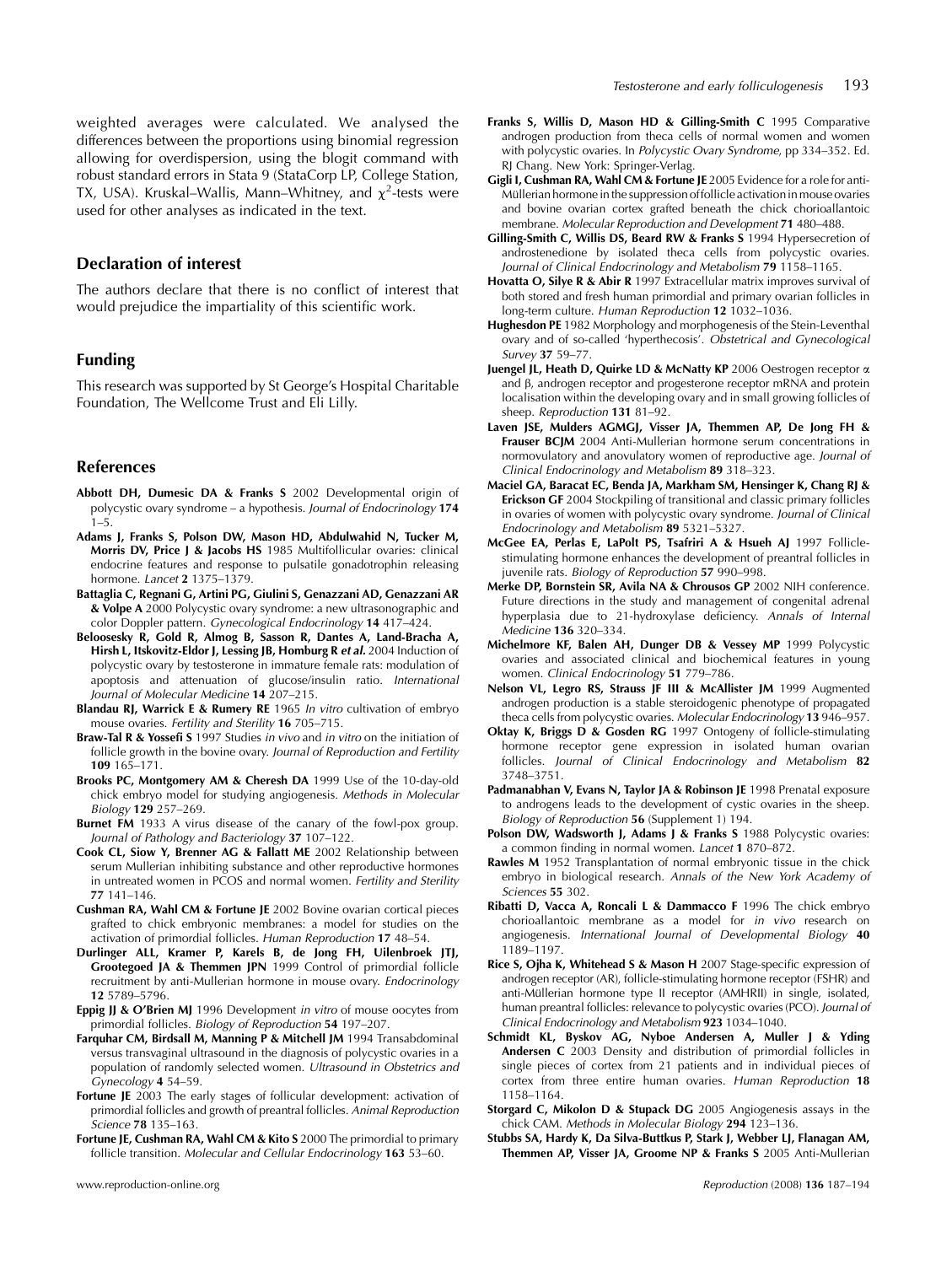weighted averages were calculated. We analysed the differences between the proportions using binomial regression allowing for overdispersion, using the blogit command with robust standard errors in Stata 9 (StataCorp LP, College Station, TX, USA). Kruskal–Wallis, Mann–Whitney, and $\chi^2$-tests were used for other analyses as indicated in the text.

## Declaration of interest

The authors declare that there is no conflict of interest that would prejudice the impartiality of this scientific work.

## Funding

This research was supported by St George's Hospital Charitable Foundation, The Wellcome Trust and Eli Lilly.

## References

**Abbott DH, Dumesic DA & Franks S** 2002 Developmental origin of polycystic ovary syndrome – a hypothesis. *Journal of Endocrinology* **174** 1–5.

**Adams J, Franks S, Polson DW, Mason HD, Abdulwahid N, Tucker M, Morris DV, Price J & Jacobs HS** 1985 Multifollicular ovaries: clinical endocrine features and response to pulsatile gonadotrophin releasing hormone. *Lancet* **2** 1375–1379.

**Battaglia C, Regnani G, Artini PG, Giulini S, Genazzani AD, Genazzani AR & Volpe A** 2000 Polycystic ovary syndrome: a new ultrasonographic and color Doppler pattern. *Gynecological Endocrinology* **14** 417–424.

**Beloosesky R, Gold R, Almog B, Sasson R, Dantes A, Land-Bracha A, Hirsh L, Itskovitz-Eldor J, Lessing JB, Homburg R *et al.*** 2004 Induction of polycystic ovary by testosterone in immature female rats: modulation of apoptosis and attenuation of glucose/insulin ratio. *International Journal of Molecular Medicine* **14** 207–215.

**Blandau RJ, Warrick E & Rumery RE** 1965 *In vitro* cultivation of embryo mouse ovaries. *Fertility and Sterility* **16** 705–715.

**Braw-Tal R & Yossefi S** 1997 Studies *in vivo* and *in vitro* on the initiation of follicle growth in the bovine ovary. *Journal of Reproduction and Fertility* **109** 165–171.

**Brooks PC, Montgomery AM & Cheresh DA** 1999 Use of the 10-day-old chick embryo model for studying angiogenesis. *Methods in Molecular Biology* **129** 257–269.

**Burnet FM** 1933 A virus disease of the canary of the fowl-pox group. *Journal of Pathology and Bacteriology* **37** 107–122.

**Cook CL, Siow Y, Brenner AG & Fallatt ME** 2002 Relationship between serum Mullerian inhibiting substance and other reproductive hormones in untreated women in PCOS and normal women. *Fertility and Sterility* **77** 141–146.

**Cushman RA, Wahl CM & Fortune JE** 2002 Bovine ovarian cortical pieces grafted to chick embryonic membranes: a model for studies on the activation of primordial follicles. *Human Reproduction* **17** 48–54.

**Durlinger ALL, Kramer P, Karels B, de Jong FH, Uilenbroek JTJ, Grootegoed JA & Themmen JPN** 1999 Control of primordial follicle recruitment by anti-Mullerian hormone in mouse ovary. *Endocrinology* **12** 5789–5796.

**Eppig JJ & O'Brien MJ** 1996 Development *in vitro* of mouse oocytes from primordial follicles. *Biology of Reproduction* **54** 197–207.

**Farquhar CM, Birdsall M, Manning P & Mitchell JM** 1994 Transabdominal versus transvaginal ultrasound in the diagnosis of polycystic ovaries in a population of randomly selected women. *Ultrasound in Obstetrics and Gynecology* **4** 54–59.

**Fortune JE** 2003 The early stages of follicular development: activation of primordial follicles and growth of preantral follicles. *Animal Reproduction Science* **78** 135–163.

**Fortune JE, Cushman RA, Wahl CM & Kito S** 2000 The primordial to primary follicle transition. *Molecular and Cellular Endocrinology* **163** 53–60.

**Franks S, Willis D, Mason HD & Gilling-Smith C** 1995 Comparative androgen production from theca cells of normal women and women with polycystic ovaries. In *Polycystic Ovary Syndrome*, pp 334–352. Ed. RJ Chang. New York: Springer-Verlag.

**Gigli I, Cushman RA, Wahl CM & Fortune JE** 2005 Evidence for a role for anti-Müllerian hormone in the suppression of follicle activation in mouse ovaries and bovine ovarian cortex grafted beneath the chick chorioallantoic membrane. *Molecular Reproduction and Development* **71** 480–488.

**Gilling-Smith C, Willis DS, Beard RW & Franks S** 1994 Hypersecretion of androstenedione by isolated theca cells from polycystic ovaries. *Journal of Clinical Endocrinology and Metabolism* **79** 1158–1165.

**Hovatta O, Silye R & Abir R** 1997 Extracellular matrix improves survival of both stored and fresh human primordial and primary ovarian follicles in long-term culture. *Human Reproduction* **12** 1032–1036.

**Hughesdon PE** 1982 Morphology and morphogenesis of the Stein-Leventhal ovary and of so-called 'hyperthecosis'. *Obstetrical and Gynecological Survey* **37** 59–77.

**Juengel JL, Heath D, Quirke LD & McNatty KP** 2006 Oestrogen receptor α and β, androgen receptor and progesterone receptor mRNA and protein localisation within the developing ovary and in small growing follicles of sheep. *Reproduction* **131** 81–92.

**Laven JSE, Mulders AGMGJ, Visser JA, Themmen AP, De Jong FH & Frauser BCJM** 2004 Anti-Mullerian hormone serum concentrations in normovulatory and anovulatory women of reproductive age. *Journal of Clinical Endocrinology and Metabolism* **89** 318–323.

**Maciel GA, Baracat EC, Benda JA, Markham SM, Hensinger K, Chang RJ & Erickson GF** 2004 Stockpiling of transitional and classic primary follicles in ovaries of women with polycystic ovary syndrome. *Journal of Clinical Endocrinology and Metabolism* **89** 5321–5327.

**McGee EA, Perlas E, LaPolt PS, Tsafriri A & Hsueh AJ** 1997 Follicle-stimulating hormone enhances the development of preantral follicles in juvenile rats. *Biology of Reproduction* **57** 990–998.

**Merke DP, Bornstein SR, Avila NA & Chrousos GP** 2002 NIH conference. Future directions in the study and management of congenital adrenal hyperplasia due to 21-hydroxylase deficiency. *Annals of Internal Medicine* **136** 320–334.

**Michelmore KF, Balen AH, Dunger DB & Vessey MP** 1999 Polycystic ovaries and associated clinical and biochemical features in young women. *Clinical Endocrinology* **51** 779–786.

**Nelson VL, Legro RS, Strauss JF III & McAllister JM** 1999 Augmented androgen production is a stable steroidogenic phenotype of propagated theca cells from polycystic ovaries. *Molecular Endocrinology* **13** 946–957.

**Oktay K, Briggs D & Gosden RG** 1997 Ontogeny of follicle-stimulating hormone receptor gene expression in isolated human ovarian follicles. *Journal of Clinical Endocrinology and Metabolism* **82** 3748–3751.

**Padmanabhan V, Evans N, Taylor JA & Robinson JE** 1998 Prenatal exposure to androgens leads to the development of cystic ovaries in the sheep. *Biology of Reproduction* **56** (Supplement 1) 194.

**Polson DW, Wadsworth J, Adams J & Franks S** 1988 Polycystic ovaries: a common finding in normal women. *Lancet* **1** 870–872.

**Rawles M** 1952 Transplantation of normal embryonic tissue in the chick embryo in biological research. *Annals of the New York Academy of Sciences* **55** 302.

**Ribatti D, Vacca A, Roncali L & Dammacco F** 1996 The chick embryo chorioallantoic membrane as a model for *in vivo* research on angiogenesis. *International Journal of Developmental Biology* **40** 1189–1197.

**Rice S, Ojha K, Whitehead S & Mason H** 2007 Stage-specific expression of androgen receptor (AR), follicle-stimulating hormone receptor (FSHR) and anti-Müllerian hormone type II receptor (AMHRII) in single, isolated, human preantral follicles: relevance to polycystic ovaries (PCO). *Journal of Clinical Endocrinology and Metabolism* **923** 1034–1040.

**Schmidt KL, Byskov AG, Nyboe Andersen A, Muller J & Yding Andersen C** 2003 Density and distribution of primordial follicles in single pieces of cortex from 21 patients and in individual pieces of cortex from three entire human ovaries. *Human Reproduction* **18** 1158–1164.

**Storgard C, Mikolon D & Stupack DG** 2005 Angiogenesis assays in the chick CAM. *Methods in Molecular Biology* **294** 123–136.

**Stubbs SA, Hardy K, Da Silva-Buttkus P, Stark J, Webber LJ, Flanagan AM, Themmen AP, Visser JA, Groome NP & Franks S** 2005 Anti-Mullerian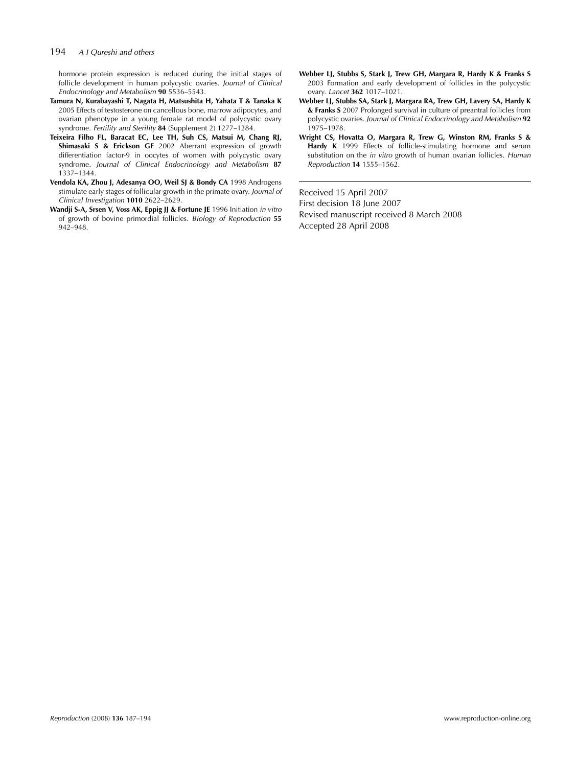hormone protein expression is reduced during the initial stages of follicle development in human polycystic ovaries. *Journal of Clinical Endocrinology and Metabolism* **90** 5536–5543.

**Tamura N, Kurabayashi T, Nagata H, Matsushita H, Yahata T & Tanaka K** 2005 Effects of testosterone on cancellous bone, marrow adipocytes, and ovarian phenotype in a young female rat model of polycystic ovary syndrome. *Fertility and Sterility* **84** (Supplement 2) 1277–1284.

**Teixeira Filho FL, Baracat EC, Lee TH, Suh CS, Matsui M, Chang RJ, Shimasaki S & Erickson GF** 2002 Aberrant expression of growth differentiation factor-9 in oocytes of women with polycystic ovary syndrome. *Journal of Clinical Endocrinology and Metabolism* **87** 1337–1344.

**Vendola KA, Zhou J, Adesanya OO, Weil SJ & Bondy CA** 1998 Androgens stimulate early stages of follicular growth in the primate ovary. *Journal of Clinical Investigation* **1010** 2622–2629.

**Wandji S-A, Srsen V, Voss AK, Eppig JJ & Fortune JE** 1996 Initiation *in vitro* of growth of bovine primordial follicles. *Biology of Reproduction* **55** 942–948.

**Webber LJ, Stubbs S, Stark J, Trew GH, Margara R, Hardy K & Franks S** 2003 Formation and early development of follicles in the polycystic ovary. *Lancet* **362** 1017–1021.

**Webber LJ, Stubbs SA, Stark J, Margara RA, Trew GH, Lavery SA, Hardy K & Franks S** 2007 Prolonged survival in culture of preantral follicles from polycystic ovaries. *Journal of Clinical Endocrinology and Metabolism* **92** 1975–1978.

**Wright CS, Hovatta O, Margara R, Trew G, Winston RM, Franks S & Hardy K** 1999 Effects of follicle-stimulating hormone and serum substitution on the *in vitro* growth of human ovarian follicles. *Human Reproduction* **14** 1555–1562.

---

Received 15 April 2007
First decision 18 June 2007
Revised manuscript received 8 March 2008
Accepted 28 April 2008